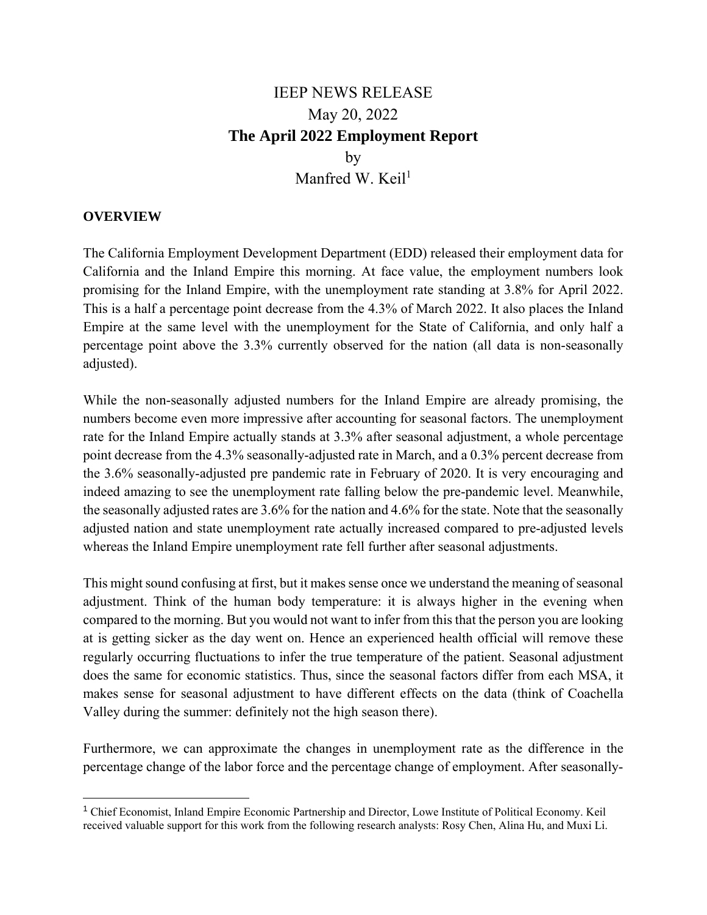# IEEP NEWS RELEASE

May 20, 2022

**The April 2022 Employment Report**

by

Manfred W. Keil[1]

## OVERVIEW

The California Employment Development Department (EDD) released their employment data for California and the Inland Empire this morning. At face value, the employment numbers look promising for the Inland Empire, with the unemployment rate standing at 3.8% for April 2022. This is a half a percentage point decrease from the 4.3% of March 2022. It also places the Inland Empire at the same level with the unemployment for the State of California, and only half a percentage point above the 3.3% currently observed for the nation (all data is non-seasonally adjusted).

While the non-seasonally adjusted numbers for the Inland Empire are already promising, the numbers become even more impressive after accounting for seasonal factors. The unemployment rate for the Inland Empire actually stands at 3.3% after seasonal adjustment, a whole percentage point decrease from the 4.3% seasonally-adjusted rate in March, and a 0.3% percent decrease from the 3.6% seasonally-adjusted pre pandemic rate in February of 2020. It is very encouraging and indeed amazing to see the unemployment rate falling below the pre-pandemic level. Meanwhile, the seasonally adjusted rates are 3.6% for the nation and 4.6% for the state. Note that the seasonally adjusted nation and state unemployment rate actually increased compared to pre-adjusted levels whereas the Inland Empire unemployment rate fell further after seasonal adjustments.

This might sound confusing at first, but it makes sense once we understand the meaning of seasonal adjustment. Think of the human body temperature: it is always higher in the evening when compared to the morning. But you would not want to infer from this that the person you are looking at is getting sicker as the day went on. Hence an experienced health official will remove these regularly occurring fluctuations to infer the true temperature of the patient. Seasonal adjustment does the same for economic statistics. Thus, since the seasonal factors differ from each MSA, it makes sense for seasonal adjustment to have different effects on the data (think of Coachella Valley during the summer: definitely not the high season there).

Furthermore, we can approximate the changes in unemployment rate as the difference in the percentage change of the labor force and the percentage change of employment. After seasonally-

[1] Chief Economist, Inland Empire Economic Partnership and Director, Lowe Institute of Political Economy. Keil received valuable support for this work from the following research analysts: Rosy Chen, Alina Hu, and Muxi Li.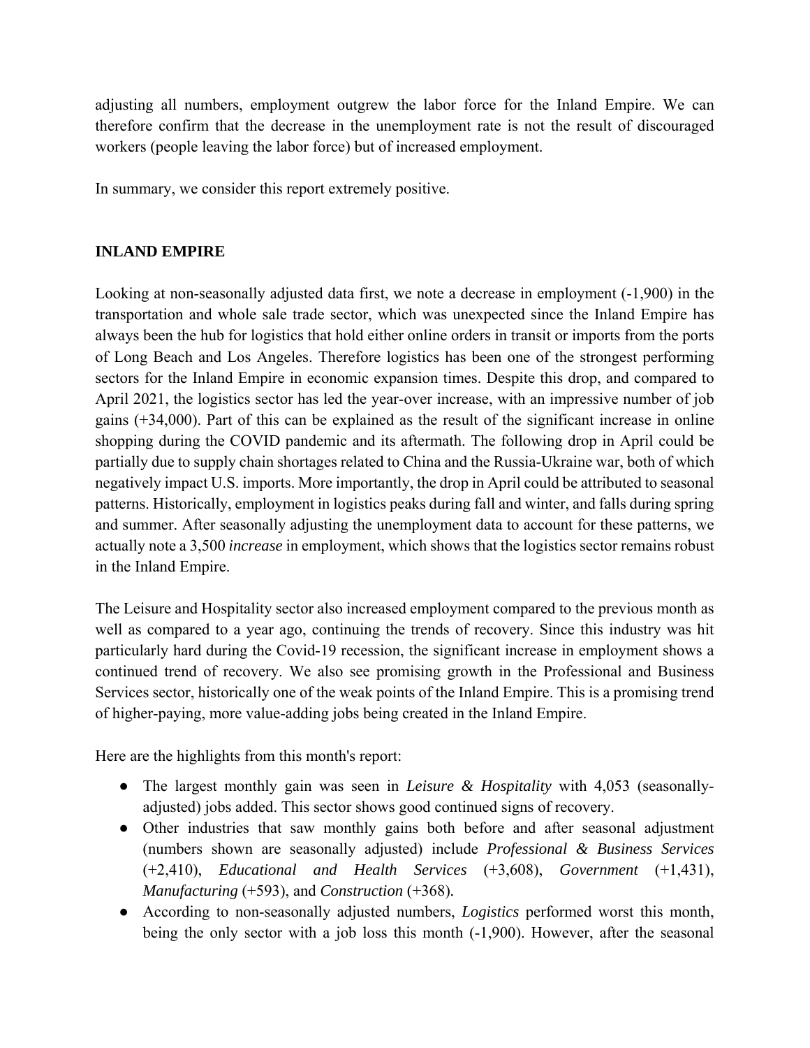adjusting all numbers, employment outgrew the labor force for the Inland Empire. We can therefore confirm that the decrease in the unemployment rate is not the result of discouraged workers (people leaving the labor force) but of increased employment.

In summary, we consider this report extremely positive.

**INLAND EMPIRE**

Looking at non-seasonally adjusted data first, we note a decrease in employment (-1,900) in the transportation and whole sale trade sector, which was unexpected since the Inland Empire has always been the hub for logistics that hold either online orders in transit or imports from the ports of Long Beach and Los Angeles. Therefore logistics has been one of the strongest performing sectors for the Inland Empire in economic expansion times. Despite this drop, and compared to April 2021, the logistics sector has led the year-over increase, with an impressive number of job gains (+34,000). Part of this can be explained as the result of the significant increase in online shopping during the COVID pandemic and its aftermath. The following drop in April could be partially due to supply chain shortages related to China and the Russia-Ukraine war, both of which negatively impact U.S. imports. More importantly, the drop in April could be attributed to seasonal patterns. Historically, employment in logistics peaks during fall and winter, and falls during spring and summer. After seasonally adjusting the unemployment data to account for these patterns, we actually note a 3,500 *increase* in employment, which shows that the logistics sector remains robust in the Inland Empire.

The Leisure and Hospitality sector also increased employment compared to the previous month as well as compared to a year ago, continuing the trends of recovery. Since this industry was hit particularly hard during the Covid-19 recession, the significant increase in employment shows a continued trend of recovery. We also see promising growth in the Professional and Business Services sector, historically one of the weak points of the Inland Empire. This is a promising trend of higher-paying, more value-adding jobs being created in the Inland Empire.

Here are the highlights from this month's report:

- The largest monthly gain was seen in *Leisure & Hospitality* with 4,053 (seasonally-adjusted) jobs added. This sector shows good continued signs of recovery.
- Other industries that saw monthly gains both before and after seasonal adjustment (numbers shown are seasonally adjusted) include *Professional & Business Services* (+2,410), *Educational and Health Services* (+3,608), *Government* (+1,431), *Manufacturing* (+593), and *Construction* (+368).
- According to non-seasonally adjusted numbers, *Logistics* performed worst this month, being the only sector with a job loss this month (-1,900). However, after the seasonal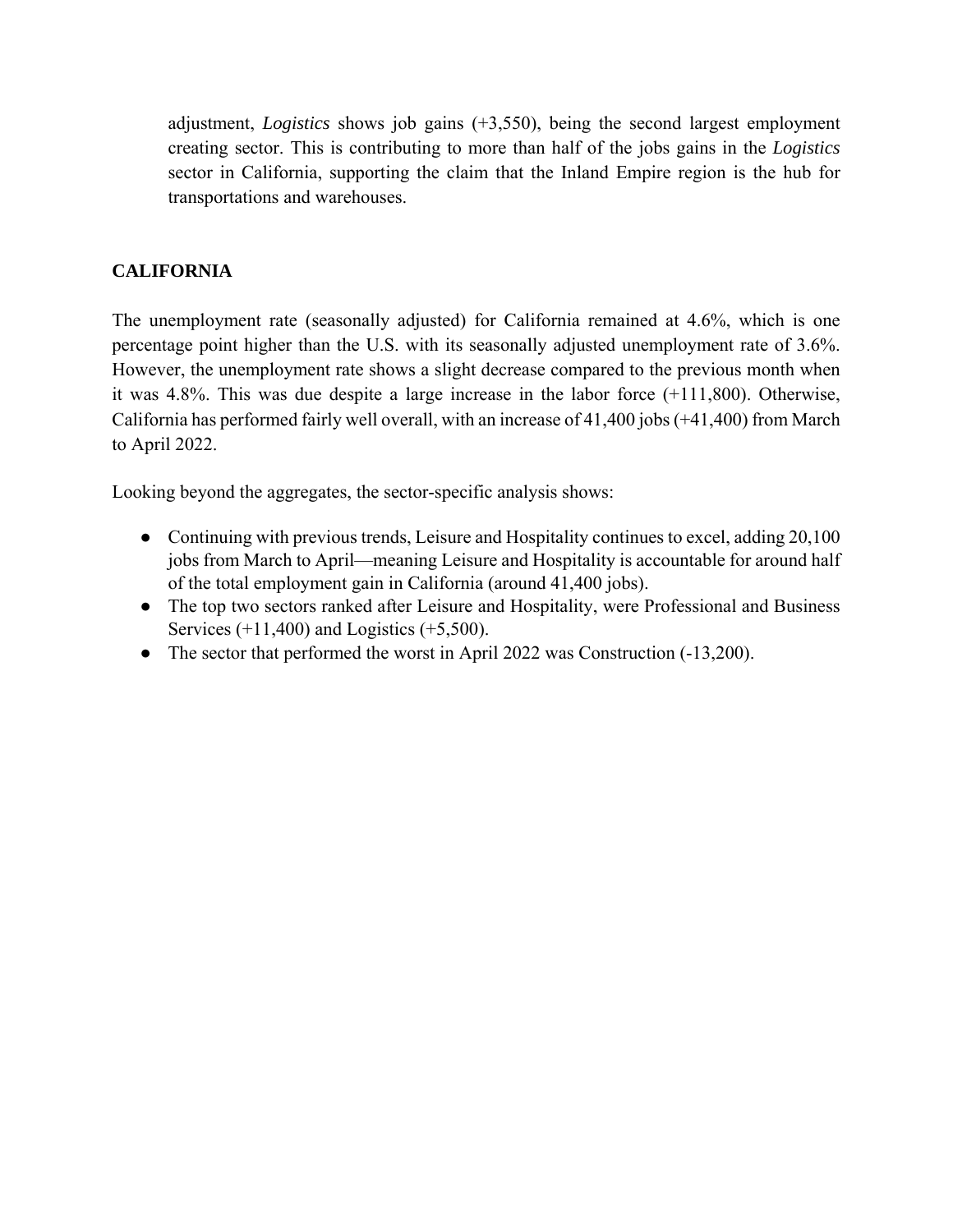adjustment, *Logistics* shows job gains (+3,550), being the second largest employment creating sector. This is contributing to more than half of the jobs gains in the *Logistics* sector in California, supporting the claim that the Inland Empire region is the hub for transportations and warehouses.

## CALIFORNIA

The unemployment rate (seasonally adjusted) for California remained at 4.6%, which is one percentage point higher than the U.S. with its seasonally adjusted unemployment rate of 3.6%. However, the unemployment rate shows a slight decrease compared to the previous month when it was 4.8%. This was due despite a large increase in the labor force (+111,800). Otherwise, California has performed fairly well overall, with an increase of 41,400 jobs (+41,400) from March to April 2022.

Looking beyond the aggregates, the sector-specific analysis shows:

- Continuing with previous trends, Leisure and Hospitality continues to excel, adding 20,100 jobs from March to April—meaning Leisure and Hospitality is accountable for around half of the total employment gain in California (around 41,400 jobs).
- The top two sectors ranked after Leisure and Hospitality, were Professional and Business Services (+11,400) and Logistics (+5,500).
- The sector that performed the worst in April 2022 was Construction (-13,200).